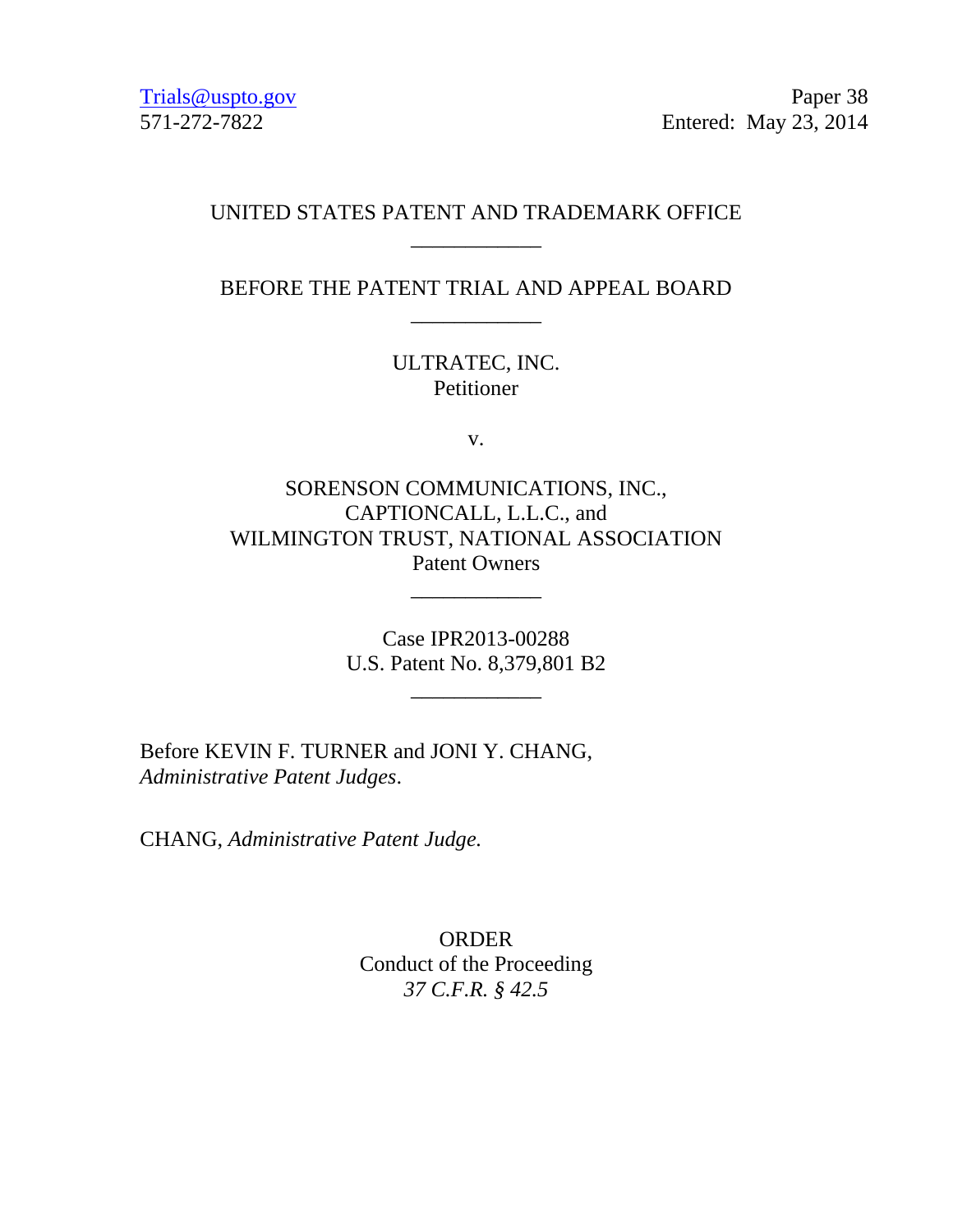Trials@uspto.gov
571-272-7822

Paper 38
Entered: May 23, 2014

UNITED STATES PATENT AND TRADEMARK OFFICE

\_\_\_\_\_\_\_\_\_\_\_\_

BEFORE THE PATENT TRIAL AND APPEAL BOARD

\_\_\_\_\_\_\_\_\_\_\_\_

ULTRATEC, INC.
Petitioner

v.

SORENSON COMMUNICATIONS, INC.,
CAPTIONCALL, L.L.C., and
WILMINGTON TRUST, NATIONAL ASSOCIATION
Patent Owners

\_\_\_\_\_\_\_\_\_\_\_\_

Case IPR2013-00288
U.S. Patent No. 8,379,801 B2

\_\_\_\_\_\_\_\_\_\_\_\_

Before KEVIN F. TURNER and JONI Y. CHANG, *Administrative Patent Judges*.

CHANG, *Administrative Patent Judge.*

ORDER
Conduct of the Proceeding
*37 C.F.R. § 42.5*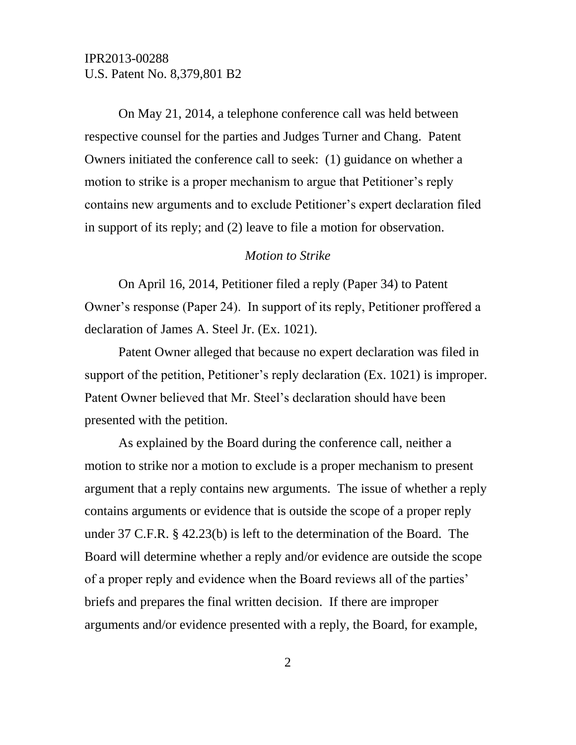On May 21, 2014, a telephone conference call was held between respective counsel for the parties and Judges Turner and Chang. Patent Owners initiated the conference call to seek: (1) guidance on whether a motion to strike is a proper mechanism to argue that Petitioner's reply contains new arguments and to exclude Petitioner's expert declaration filed in support of its reply; and (2) leave to file a motion for observation.

*Motion to Strike*

On April 16, 2014, Petitioner filed a reply (Paper 34) to Patent Owner's response (Paper 24). In support of its reply, Petitioner proffered a declaration of James A. Steel Jr. (Ex. 1021).

Patent Owner alleged that because no expert declaration was filed in support of the petition, Petitioner's reply declaration (Ex. 1021) is improper. Patent Owner believed that Mr. Steel's declaration should have been presented with the petition.

As explained by the Board during the conference call, neither a motion to strike nor a motion to exclude is a proper mechanism to present argument that a reply contains new arguments. The issue of whether a reply contains arguments or evidence that is outside the scope of a proper reply under 37 C.F.R. § 42.23(b) is left to the determination of the Board. The Board will determine whether a reply and/or evidence are outside the scope of a proper reply and evidence when the Board reviews all of the parties' briefs and prepares the final written decision. If there are improper arguments and/or evidence presented with a reply, the Board, for example,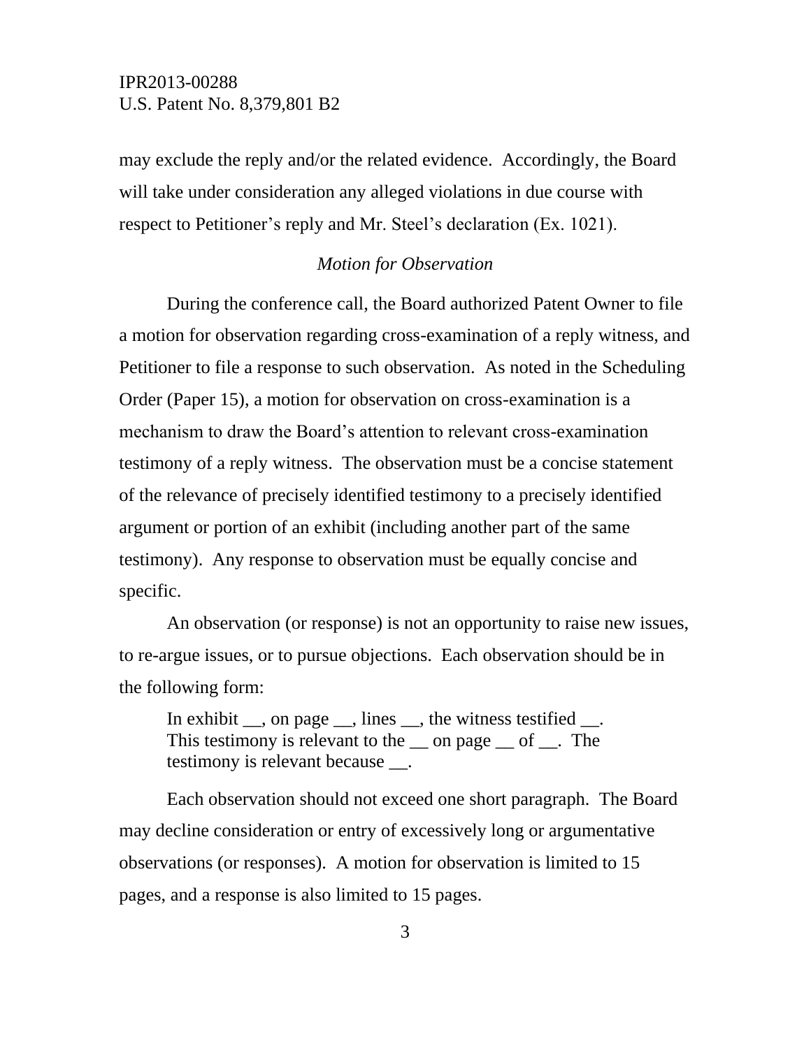may exclude the reply and/or the related evidence. Accordingly, the Board will take under consideration any alleged violations in due course with respect to Petitioner's reply and Mr. Steel's declaration (Ex. 1021).

*Motion for Observation*

During the conference call, the Board authorized Patent Owner to file a motion for observation regarding cross-examination of a reply witness, and Petitioner to file a response to such observation. As noted in the Scheduling Order (Paper 15), a motion for observation on cross-examination is a mechanism to draw the Board's attention to relevant cross-examination testimony of a reply witness. The observation must be a concise statement of the relevance of precisely identified testimony to a precisely identified argument or portion of an exhibit (including another part of the same testimony). Any response to observation must be equally concise and specific.

An observation (or response) is not an opportunity to raise new issues, to re-argue issues, or to pursue objections. Each observation should be in the following form:

> In exhibit __, on page __, lines __, the witness testified __. This testimony is relevant to the __ on page __ of __. The testimony is relevant because __.

Each observation should not exceed one short paragraph. The Board may decline consideration or entry of excessively long or argumentative observations (or responses). A motion for observation is limited to 15 pages, and a response is also limited to 15 pages.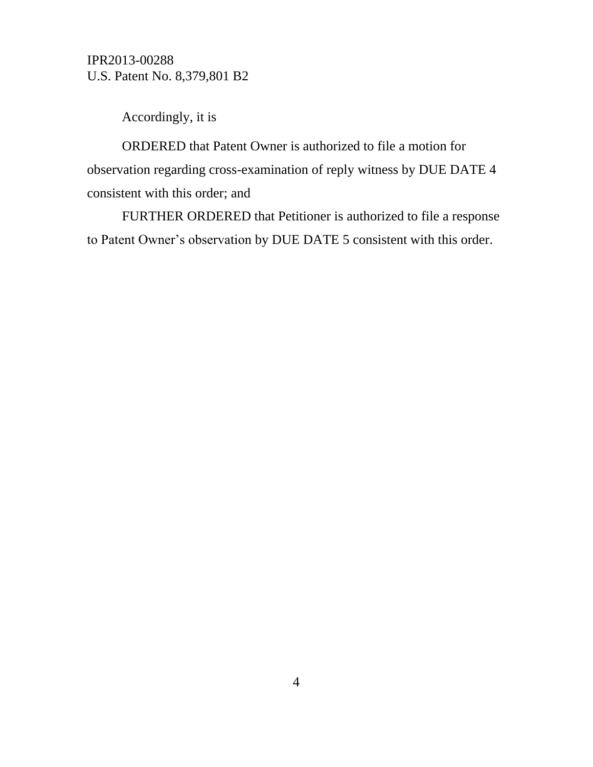Accordingly, it is

ORDERED that Patent Owner is authorized to file a motion for observation regarding cross-examination of reply witness by DUE DATE 4 consistent with this order; and

FURTHER ORDERED that Petitioner is authorized to file a response to Patent Owner's observation by DUE DATE 5 consistent with this order.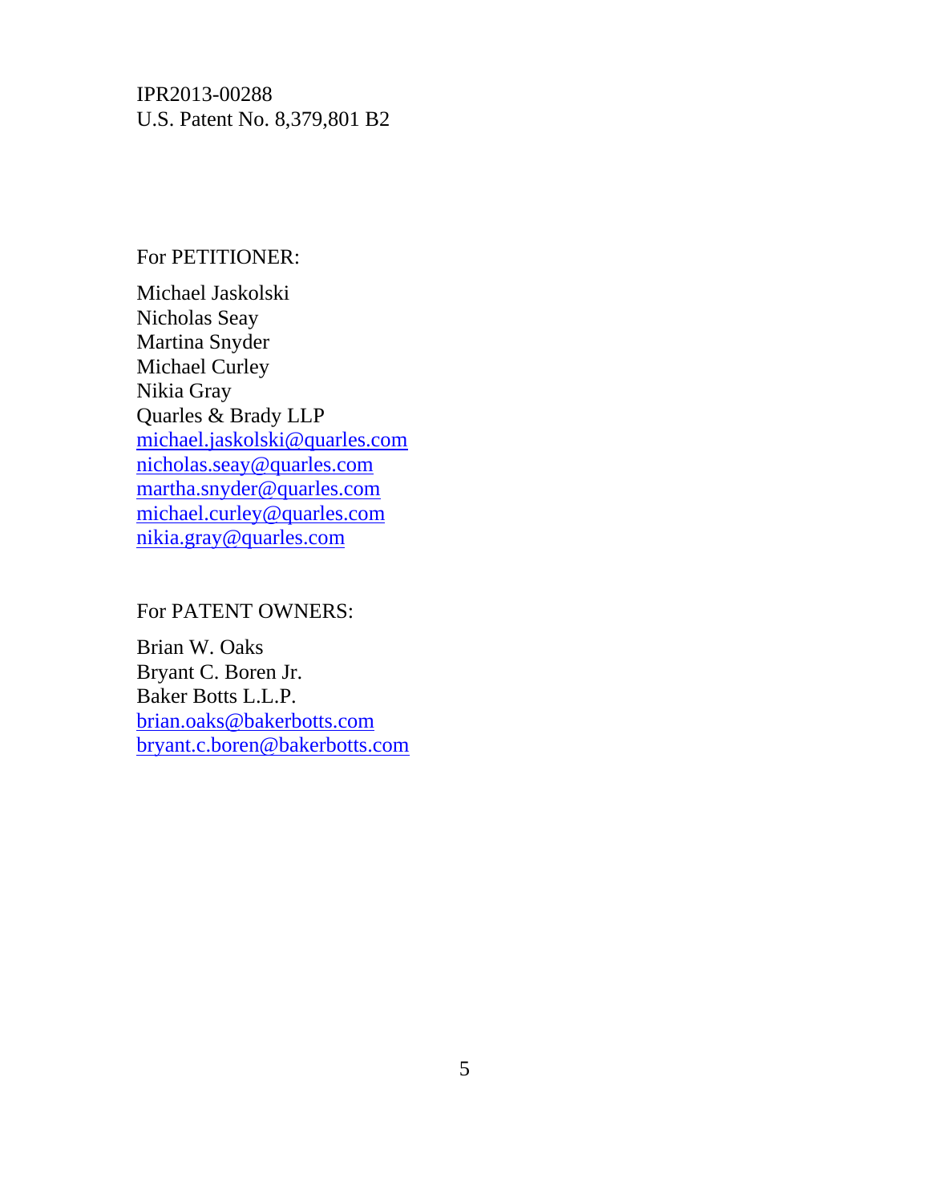IPR2013-00288
U.S. Patent No. 8,379,801 B2

For PETITIONER:

Michael Jaskolski
Nicholas Seay
Martina Snyder
Michael Curley
Nikia Gray
Quarles & Brady LLP
michael.jaskolski@quarles.com
nicholas.seay@quarles.com
martha.snyder@quarles.com
michael.curley@quarles.com
nikia.gray@quarles.com

For PATENT OWNERS:

Brian W. Oaks
Bryant C. Boren Jr.
Baker Botts L.L.P.
brian.oaks@bakerbotts.com
bryant.c.boren@bakerbotts.com